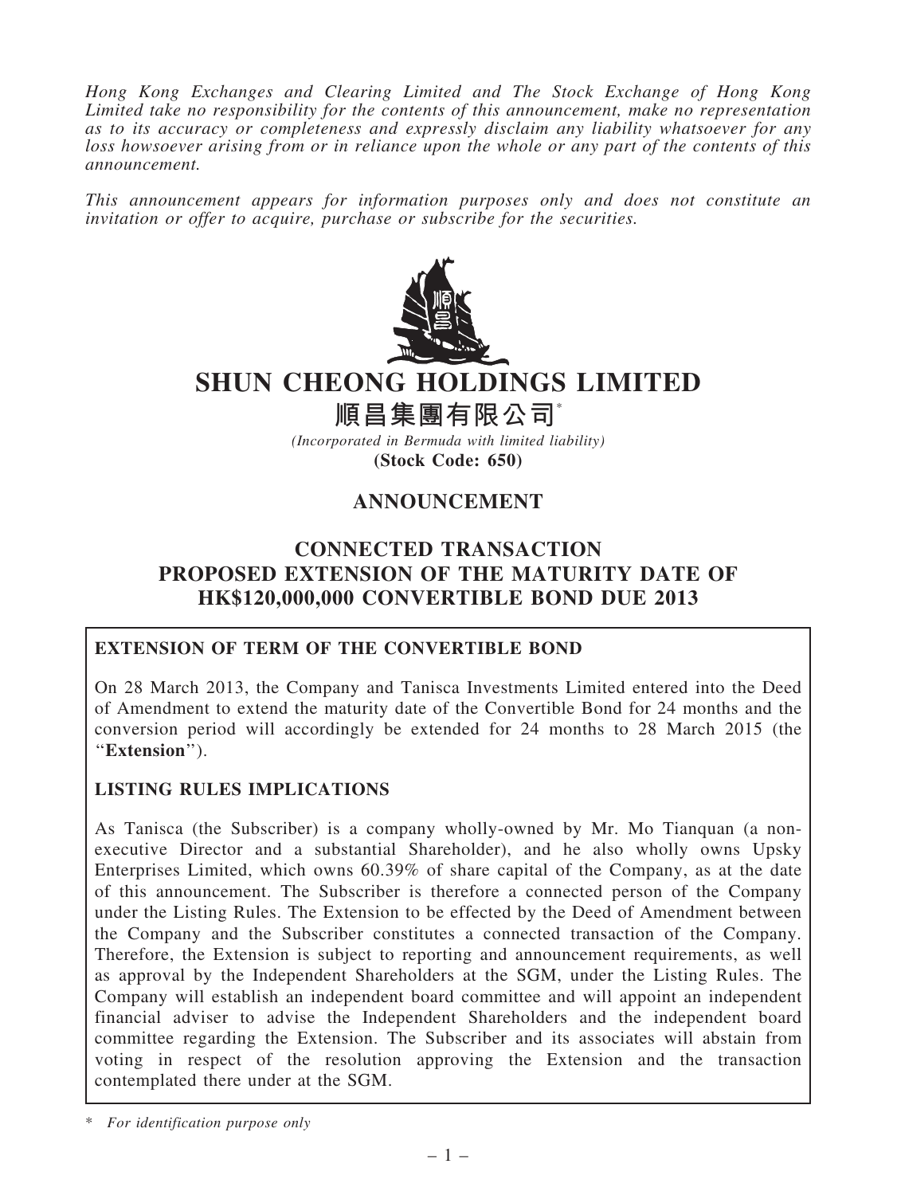*Hong Kong Exchanges and Clearing Limited and The Stock Exchange of Hong Kong Limited take no responsibility for the contents of this announcement, make no representation as to its accuracy or completeness and expressly disclaim any liability whatsoever for any loss howsoever arising from or in reliance upon the whole or any part of the contents of this announcement.*

*This announcement appears for information purposes only and does not constitute an invitation or offer to acquire, purchase or subscribe for the securities.*

# SHUN CHEONG HOLDINGS LIMITED

# 順昌集團有限公司*

*(Incorporated in Bermuda with limited liability)*

**(Stock Code: 650)**

## ANNOUNCEMENT

## CONNECTED TRANSACTION PROPOSED EXTENSION OF THE MATURITY DATE OF HK$120,000,000 CONVERTIBLE BOND DUE 2013

**EXTENSION OF TERM OF THE CONVERTIBLE BOND**

On 28 March 2013, the Company and Tanisca Investments Limited entered into the Deed of Amendment to extend the maturity date of the Convertible Bond for 24 months and the conversion period will accordingly be extended for 24 months to 28 March 2015 (the "**Extension**").

**LISTING RULES IMPLICATIONS**

As Tanisca (the Subscriber) is a company wholly-owned by Mr. Mo Tianquan (a non-executive Director and a substantial Shareholder), and he also wholly owns Upsky Enterprises Limited, which owns 60.39% of share capital of the Company, as at the date of this announcement. The Subscriber is therefore a connected person of the Company under the Listing Rules. The Extension to be effected by the Deed of Amendment between the Company and the Subscriber constitutes a connected transaction of the Company. Therefore, the Extension is subject to reporting and announcement requirements, as well as approval by the Independent Shareholders at the SGM, under the Listing Rules. The Company will establish an independent board committee and will appoint an independent financial adviser to advise the Independent Shareholders and the independent board committee regarding the Extension. The Subscriber and its associates will abstain from voting in respect of the resolution approving the Extension and the transaction contemplated there under at the SGM.

\* *For identification purpose only*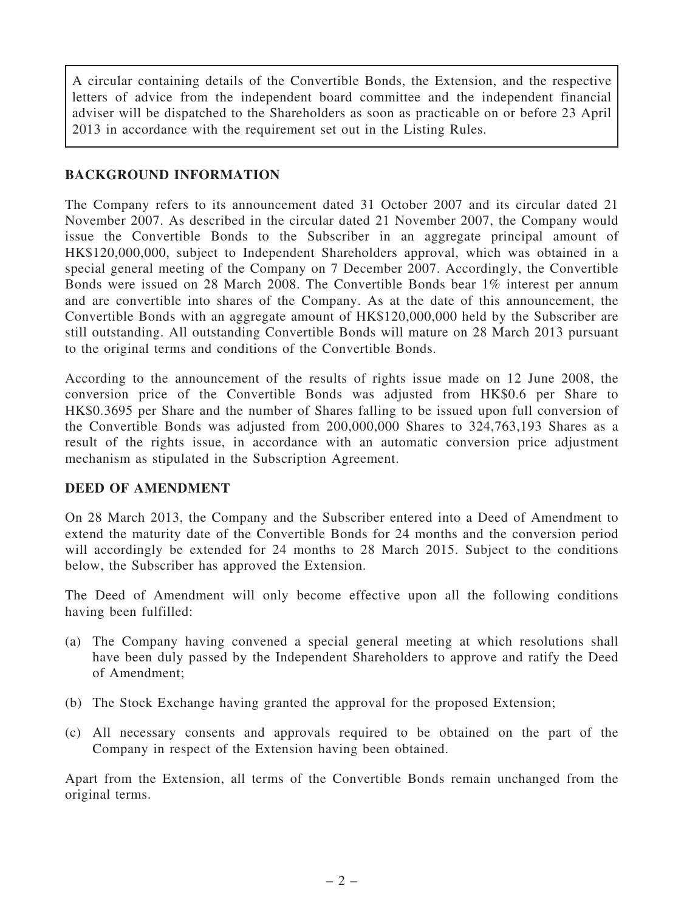A circular containing details of the Convertible Bonds, the Extension, and the respective letters of advice from the independent board committee and the independent financial adviser will be dispatched to the Shareholders as soon as practicable on or before 23 April 2013 in accordance with the requirement set out in the Listing Rules.

## BACKGROUND INFORMATION

The Company refers to its announcement dated 31 October 2007 and its circular dated 21 November 2007. As described in the circular dated 21 November 2007, the Company would issue the Convertible Bonds to the Subscriber in an aggregate principal amount of HK$120,000,000, subject to Independent Shareholders approval, which was obtained in a special general meeting of the Company on 7 December 2007. Accordingly, the Convertible Bonds were issued on 28 March 2008. The Convertible Bonds bear 1% interest per annum and are convertible into shares of the Company. As at the date of this announcement, the Convertible Bonds with an aggregate amount of HK$120,000,000 held by the Subscriber are still outstanding. All outstanding Convertible Bonds will mature on 28 March 2013 pursuant to the original terms and conditions of the Convertible Bonds.

According to the announcement of the results of rights issue made on 12 June 2008, the conversion price of the Convertible Bonds was adjusted from HK$0.6 per Share to HK$0.3695 per Share and the number of Shares falling to be issued upon full conversion of the Convertible Bonds was adjusted from 200,000,000 Shares to 324,763,193 Shares as a result of the rights issue, in accordance with an automatic conversion price adjustment mechanism as stipulated in the Subscription Agreement.

## DEED OF AMENDMENT

On 28 March 2013, the Company and the Subscriber entered into a Deed of Amendment to extend the maturity date of the Convertible Bonds for 24 months and the conversion period will accordingly be extended for 24 months to 28 March 2015. Subject to the conditions below, the Subscriber has approved the Extension.

The Deed of Amendment will only become effective upon all the following conditions having been fulfilled:

(a) The Company having convened a special general meeting at which resolutions shall have been duly passed by the Independent Shareholders to approve and ratify the Deed of Amendment;

(b) The Stock Exchange having granted the approval for the proposed Extension;

(c) All necessary consents and approvals required to be obtained on the part of the Company in respect of the Extension having been obtained.

Apart from the Extension, all terms of the Convertible Bonds remain unchanged from the original terms.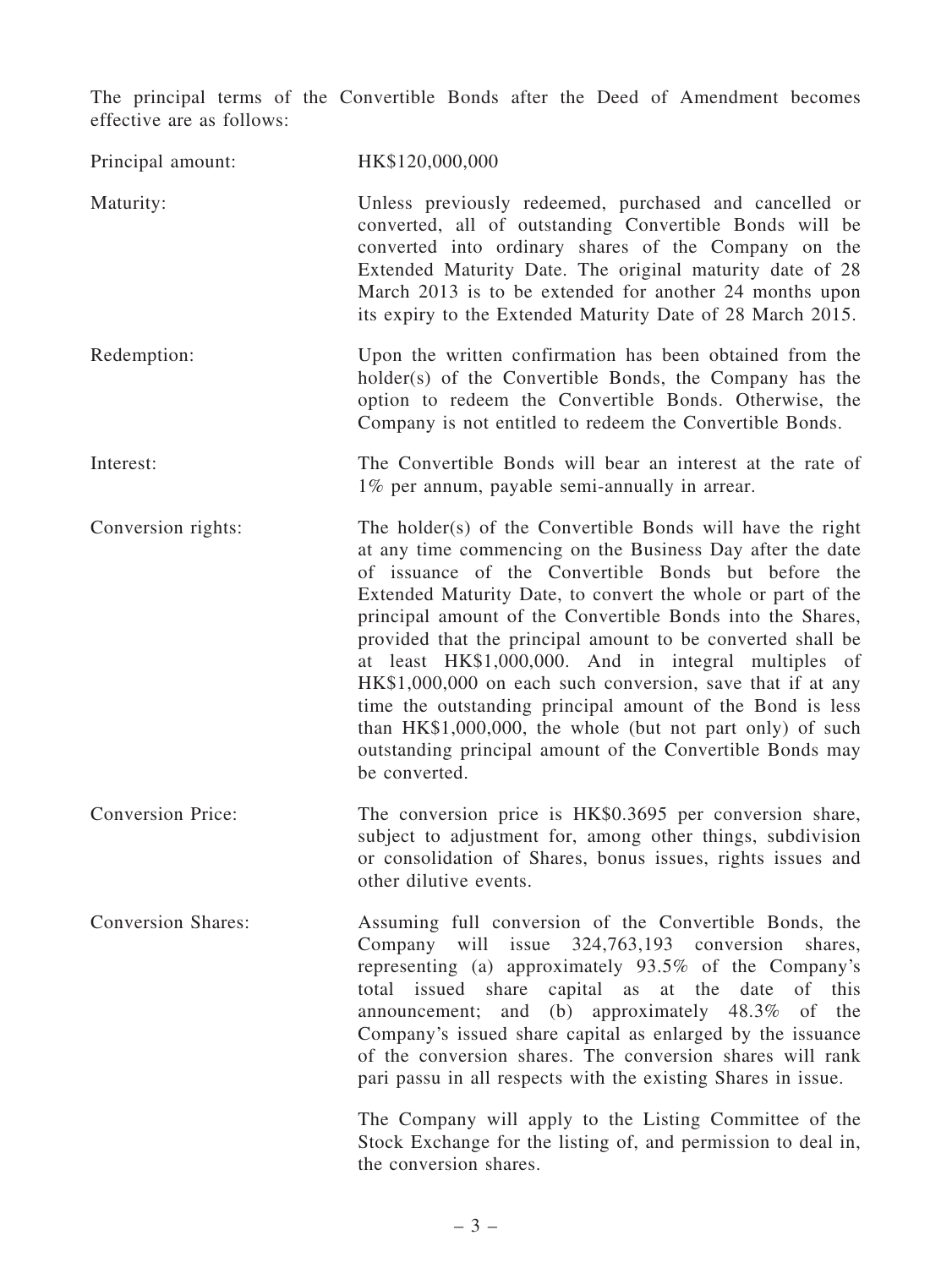The principal terms of the Convertible Bonds after the Deed of Amendment becomes effective are as follows:

| | |
|---|---|
| Principal amount: | HK$120,000,000 |
| Maturity: | Unless previously redeemed, purchased and cancelled or converted, all of outstanding Convertible Bonds will be converted into ordinary shares of the Company on the Extended Maturity Date. The original maturity date of 28 March 2013 is to be extended for another 24 months upon its expiry to the Extended Maturity Date of 28 March 2015. |
| Redemption: | Upon the written confirmation has been obtained from the holder(s) of the Convertible Bonds, the Company has the option to redeem the Convertible Bonds. Otherwise, the Company is not entitled to redeem the Convertible Bonds. |
| Interest: | The Convertible Bonds will bear an interest at the rate of 1% per annum, payable semi-annually in arrear. |
| Conversion rights: | The holder(s) of the Convertible Bonds will have the right at any time commencing on the Business Day after the date of issuance of the Convertible Bonds but before the Extended Maturity Date, to convert the whole or part of the principal amount of the Convertible Bonds into the Shares, provided that the principal amount to be converted shall be at least HK$1,000,000. And in integral multiples of HK$1,000,000 on each such conversion, save that if at any time the outstanding principal amount of the Bond is less than HK$1,000,000, the whole (but not part only) of such outstanding principal amount of the Convertible Bonds may be converted. |
| Conversion Price: | The conversion price is HK$0.3695 per conversion share, subject to adjustment for, among other things, subdivision or consolidation of Shares, bonus issues, rights issues and other dilutive events. |
| Conversion Shares: | Assuming full conversion of the Convertible Bonds, the Company will issue 324,763,193 conversion shares, representing (a) approximately 93.5% of the Company's total issued share capital as at the date of this announcement; and (b) approximately 48.3% of the Company's issued share capital as enlarged by the issuance of the conversion shares. The conversion shares will rank pari passu in all respects with the existing Shares in issue.<br><br>The Company will apply to the Listing Committee of the Stock Exchange for the listing of, and permission to deal in, the conversion shares. |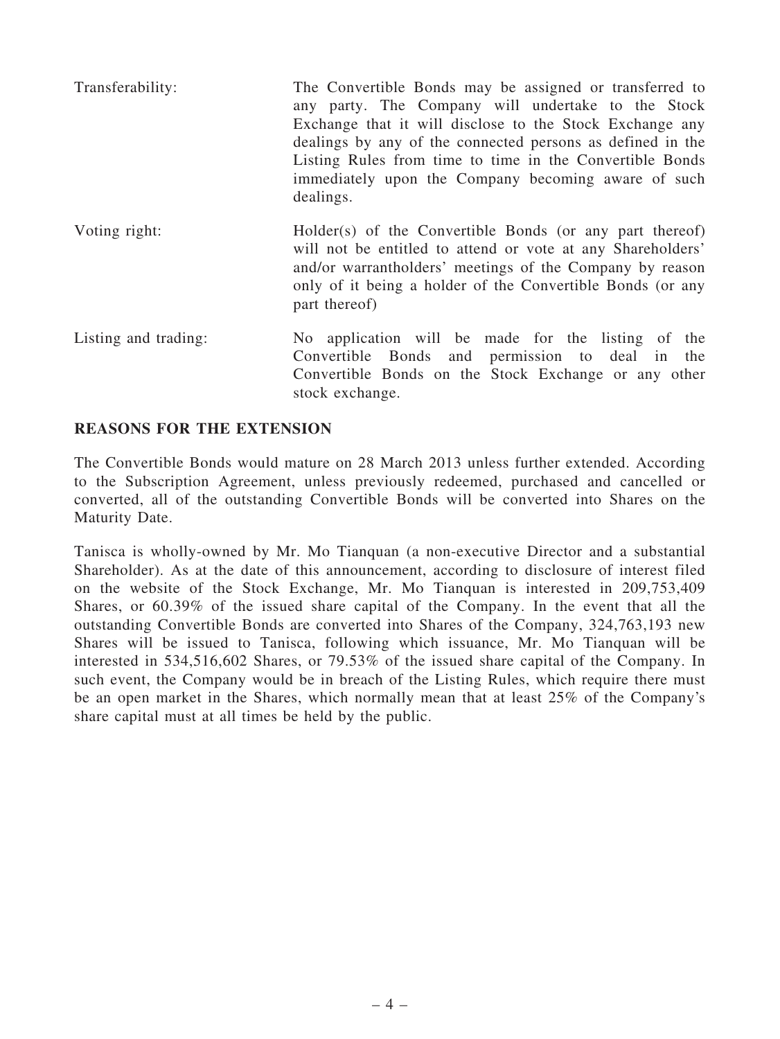| | |
|---|---|
| Transferability: | The Convertible Bonds may be assigned or transferred to any party. The Company will undertake to the Stock Exchange that it will disclose to the Stock Exchange any dealings by any of the connected persons as defined in the Listing Rules from time to time in the Convertible Bonds immediately upon the Company becoming aware of such dealings. |
| Voting right: | Holder(s) of the Convertible Bonds (or any part thereof) will not be entitled to attend or vote at any Shareholders' and/or warrantholders' meetings of the Company by reason only of it being a holder of the Convertible Bonds (or any part thereof) |
| Listing and trading: | No application will be made for the listing of the Convertible Bonds and permission to deal in the Convertible Bonds on the Stock Exchange or any other stock exchange. |

**REASONS FOR THE EXTENSION**

The Convertible Bonds would mature on 28 March 2013 unless further extended. According to the Subscription Agreement, unless previously redeemed, purchased and cancelled or converted, all of the outstanding Convertible Bonds will be converted into Shares on the Maturity Date.

Tanisca is wholly-owned by Mr. Mo Tianquan (a non-executive Director and a substantial Shareholder). As at the date of this announcement, according to disclosure of interest filed on the website of the Stock Exchange, Mr. Mo Tianquan is interested in 209,753,409 Shares, or 60.39% of the issued share capital of the Company. In the event that all the outstanding Convertible Bonds are converted into Shares of the Company, 324,763,193 new Shares will be issued to Tanisca, following which issuance, Mr. Mo Tianquan will be interested in 534,516,602 Shares, or 79.53% of the issued share capital of the Company. In such event, the Company would be in breach of the Listing Rules, which require there must be an open market in the Shares, which normally mean that at least 25% of the Company's share capital must at all times be held by the public.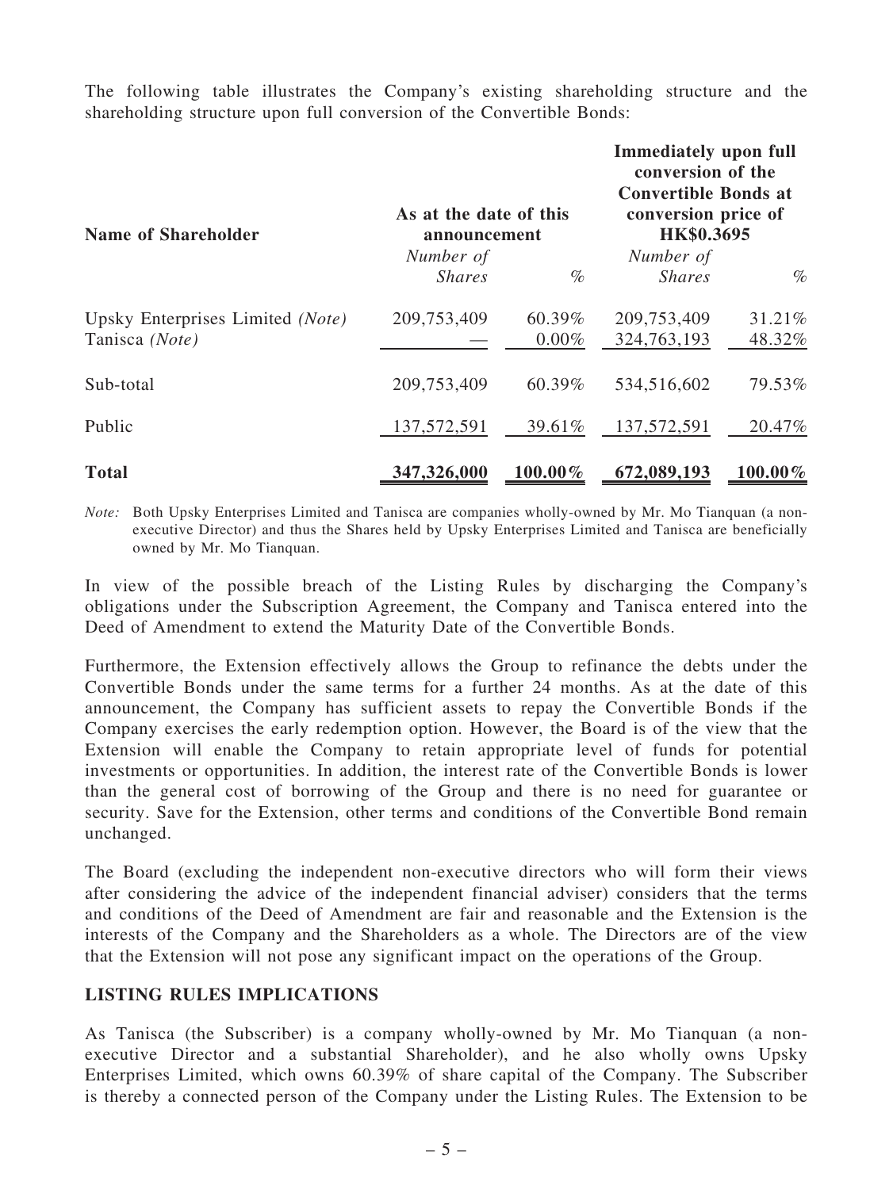The following table illustrates the Company's existing shareholding structure and the shareholding structure upon full conversion of the Convertible Bonds:

| Name of Shareholder | As at the date of this announcement | | Immediately upon full conversion of the Convertible Bonds at conversion price of HK$0.3695 | |
|---|---|---|---|---|
| | *Number of Shares* | *%* | *Number of Shares* | *%* |
| Upsky Enterprises Limited *(Note)* | 209,753,409 | 60.39% | 209,753,409 | 31.21% |
| Tanisca *(Note)* | — | 0.00% | 324,763,193 | 48.32% |
| Sub-total | 209,753,409 | 60.39% | 534,516,602 | 79.53% |
| Public | 137,572,591 | 39.61% | 137,572,591 | 20.47% |
| **Total** | **347,326,000** | **100.00%** | **672,089,193** | **100.00%** |

*Note:* Both Upsky Enterprises Limited and Tanisca are companies wholly-owned by Mr. Mo Tianquan (a non-executive Director) and thus the Shares held by Upsky Enterprises Limited and Tanisca are beneficially owned by Mr. Mo Tianquan.

In view of the possible breach of the Listing Rules by discharging the Company's obligations under the Subscription Agreement, the Company and Tanisca entered into the Deed of Amendment to extend the Maturity Date of the Convertible Bonds.

Furthermore, the Extension effectively allows the Group to refinance the debts under the Convertible Bonds under the same terms for a further 24 months. As at the date of this announcement, the Company has sufficient assets to repay the Convertible Bonds if the Company exercises the early redemption option. However, the Board is of the view that the Extension will enable the Company to retain appropriate level of funds for potential investments or opportunities. In addition, the interest rate of the Convertible Bonds is lower than the general cost of borrowing of the Group and there is no need for guarantee or security. Save for the Extension, other terms and conditions of the Convertible Bond remain unchanged.

The Board (excluding the independent non-executive directors who will form their views after considering the advice of the independent financial adviser) considers that the terms and conditions of the Deed of Amendment are fair and reasonable and the Extension is the interests of the Company and the Shareholders as a whole. The Directors are of the view that the Extension will not pose any significant impact on the operations of the Group.

## LISTING RULES IMPLICATIONS

As Tanisca (the Subscriber) is a company wholly-owned by Mr. Mo Tianquan (a non-executive Director and a substantial Shareholder), and he also wholly owns Upsky Enterprises Limited, which owns 60.39% of share capital of the Company. The Subscriber is thereby a connected person of the Company under the Listing Rules. The Extension to be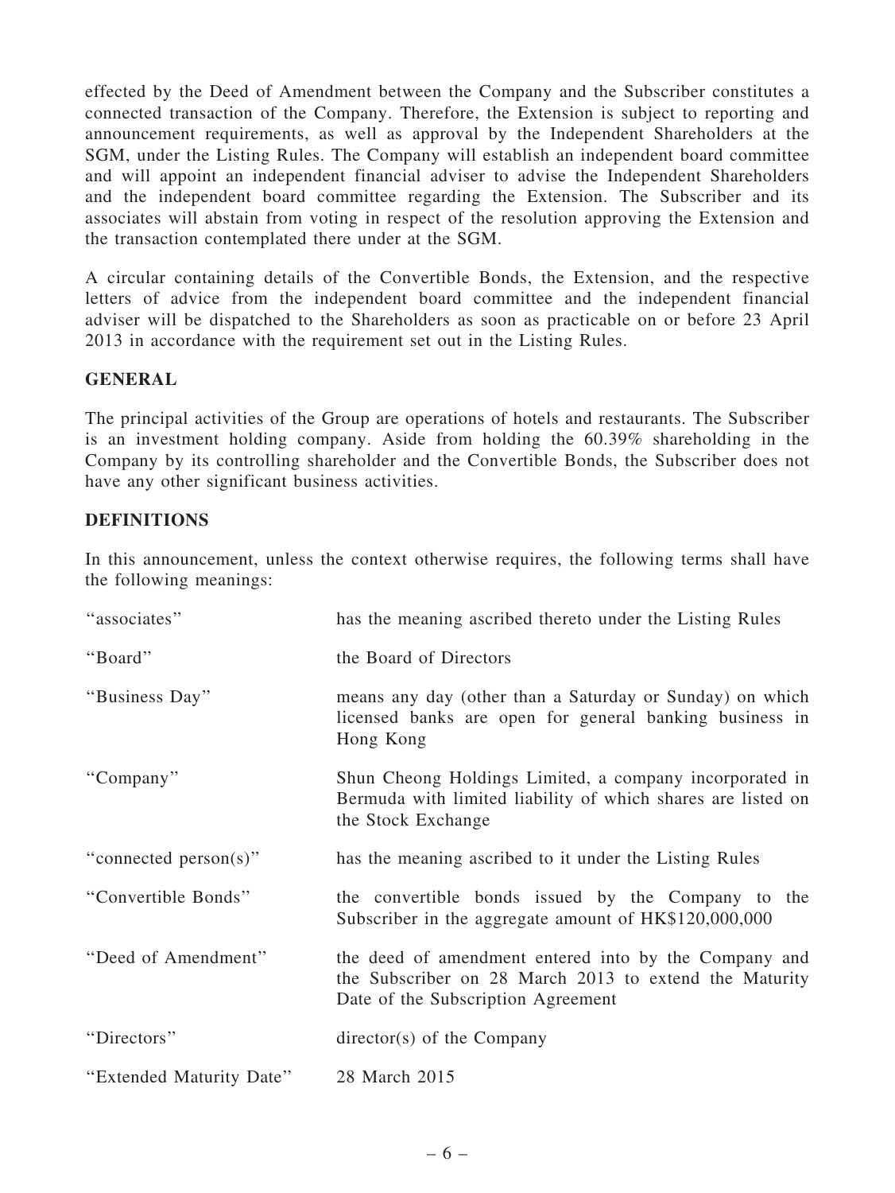effected by the Deed of Amendment between the Company and the Subscriber constitutes a connected transaction of the Company. Therefore, the Extension is subject to reporting and announcement requirements, as well as approval by the Independent Shareholders at the SGM, under the Listing Rules. The Company will establish an independent board committee and will appoint an independent financial adviser to advise the Independent Shareholders and the independent board committee regarding the Extension. The Subscriber and its associates will abstain from voting in respect of the resolution approving the Extension and the transaction contemplated there under at the SGM.

A circular containing details of the Convertible Bonds, the Extension, and the respective letters of advice from the independent board committee and the independent financial adviser will be dispatched to the Shareholders as soon as practicable on or before 23 April 2013 in accordance with the requirement set out in the Listing Rules.

## GENERAL

The principal activities of the Group are operations of hotels and restaurants. The Subscriber is an investment holding company. Aside from holding the 60.39% shareholding in the Company by its controlling shareholder and the Convertible Bonds, the Subscriber does not have any other significant business activities.

## DEFINITIONS

In this announcement, unless the context otherwise requires, the following terms shall have the following meanings:

| | |
|---|---|
| "associates" | has the meaning ascribed thereto under the Listing Rules |
| "Board" | the Board of Directors |
| "Business Day" | means any day (other than a Saturday or Sunday) on which licensed banks are open for general banking business in Hong Kong |
| "Company" | Shun Cheong Holdings Limited, a company incorporated in Bermuda with limited liability of which shares are listed on the Stock Exchange |
| "connected person(s)" | has the meaning ascribed to it under the Listing Rules |
| "Convertible Bonds" | the convertible bonds issued by the Company to the Subscriber in the aggregate amount of HK$120,000,000 |
| "Deed of Amendment" | the deed of amendment entered into by the Company and the Subscriber on 28 March 2013 to extend the Maturity Date of the Subscription Agreement |
| "Directors" | director(s) of the Company |
| "Extended Maturity Date" | 28 March 2015 |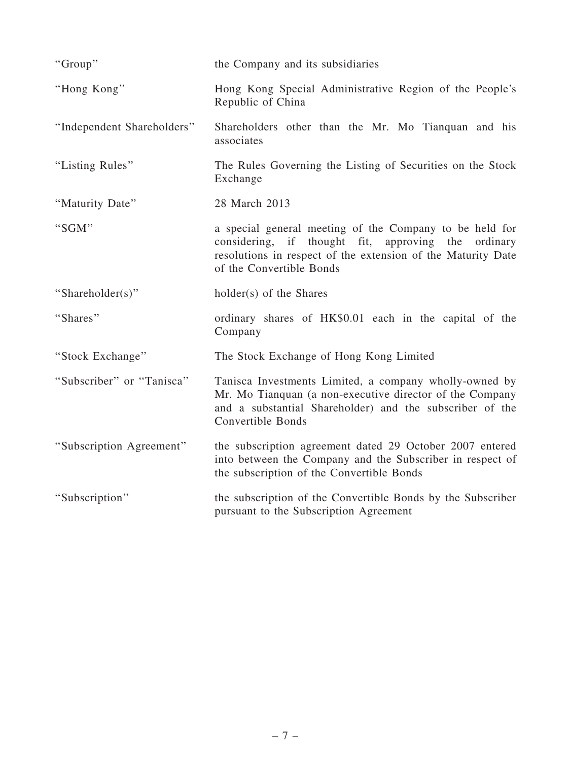| | |
|---|---|
| "Group" | the Company and its subsidiaries |
| "Hong Kong" | Hong Kong Special Administrative Region of the People's Republic of China |
| "Independent Shareholders" | Shareholders other than the Mr. Mo Tianquan and his associates |
| "Listing Rules" | The Rules Governing the Listing of Securities on the Stock Exchange |
| "Maturity Date" | 28 March 2013 |
| "SGM" | a special general meeting of the Company to be held for considering, if thought fit, approving the ordinary resolutions in respect of the extension of the Maturity Date of the Convertible Bonds |
| "Shareholder(s)" | holder(s) of the Shares |
| "Shares" | ordinary shares of HK$0.01 each in the capital of the Company |
| "Stock Exchange" | The Stock Exchange of Hong Kong Limited |
| "Subscriber" or "Tanisca" | Tanisca Investments Limited, a company wholly-owned by Mr. Mo Tianquan (a non-executive director of the Company and a substantial Shareholder) and the subscriber of the Convertible Bonds |
| "Subscription Agreement" | the subscription agreement dated 29 October 2007 entered into between the Company and the Subscriber in respect of the subscription of the Convertible Bonds |
| "Subscription" | the subscription of the Convertible Bonds by the Subscriber pursuant to the Subscription Agreement |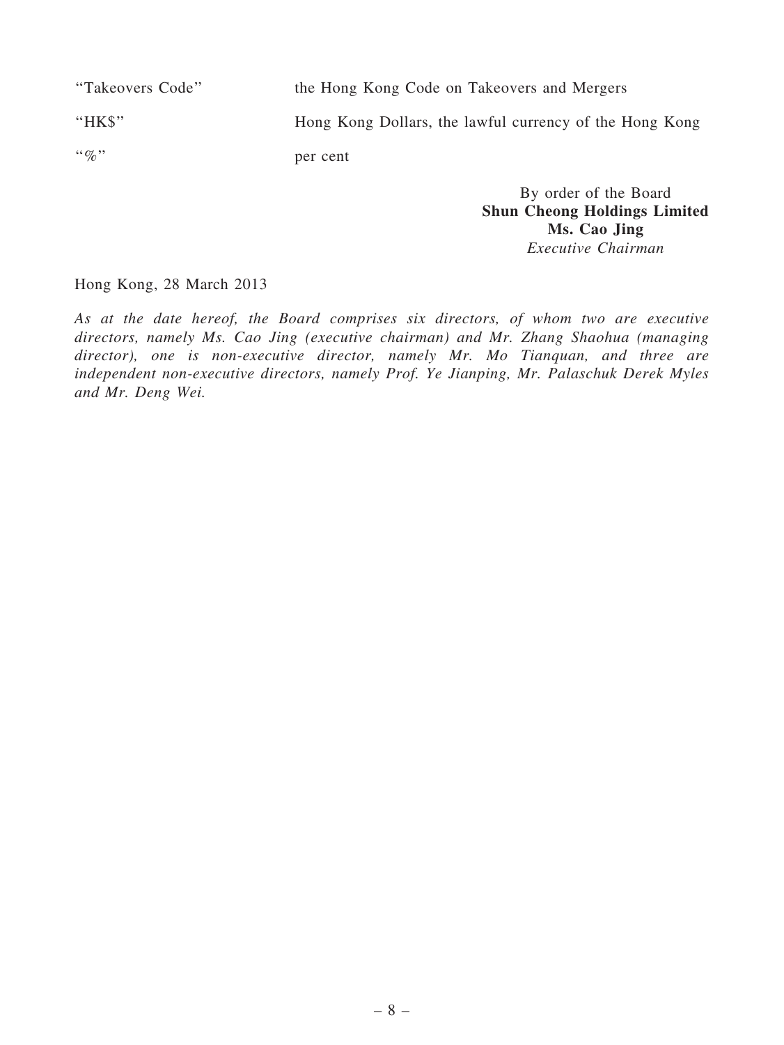| | |
|---|---|
| "Takeovers Code" | the Hong Kong Code on Takeovers and Mergers |
| "HK$" | Hong Kong Dollars, the lawful currency of the Hong Kong |
| "%" | per cent |

By order of the Board
**Shun Cheong Holdings Limited**
**Ms. Cao Jing**
*Executive Chairman*

Hong Kong, 28 March 2013

*As at the date hereof, the Board comprises six directors, of whom two are executive directors, namely Ms. Cao Jing (executive chairman) and Mr. Zhang Shaohua (managing director), one is non-executive director, namely Mr. Mo Tianquan, and three are independent non-executive directors, namely Prof. Ye Jianping, Mr. Palaschuk Derek Myles and Mr. Deng Wei.*